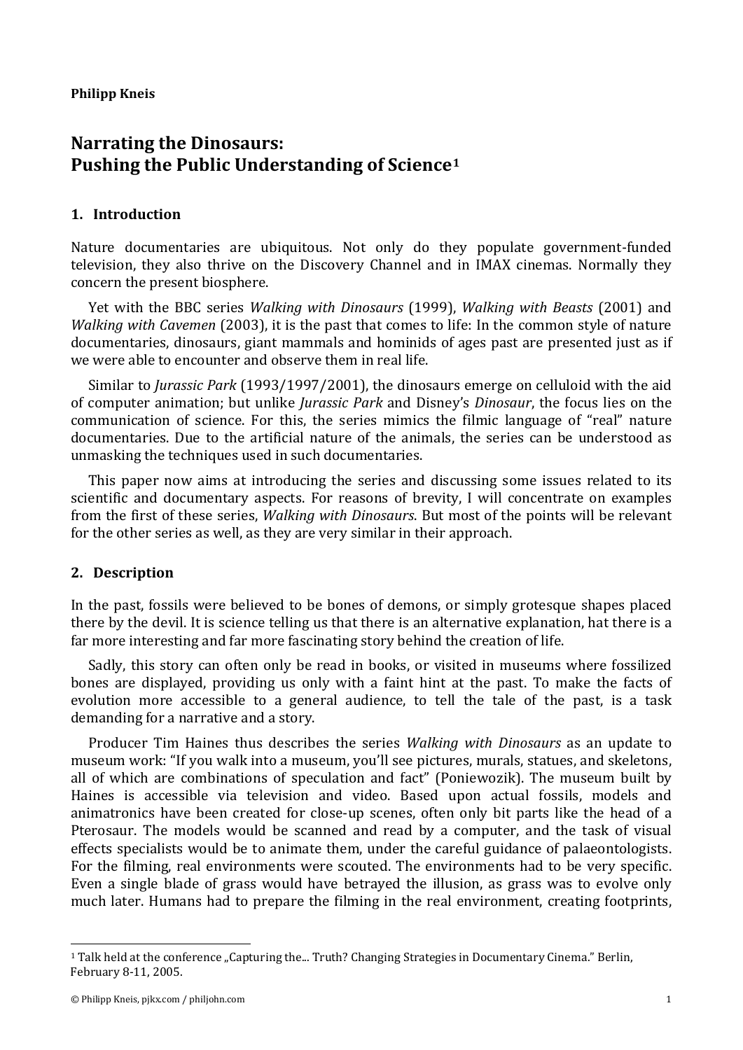**Philipp Kneis**

# Narrating the Dinosaurs: Pushing the Public Understanding of Science[1]

## 1. Introduction

Nature documentaries are ubiquitous. Not only do they populate government-funded television, they also thrive on the Discovery Channel and in IMAX cinemas. Normally they concern the present biosphere.

Yet with the BBC series *Walking with Dinosaurs* (1999), *Walking with Beasts* (2001) and *Walking with Cavemen* (2003), it is the past that comes to life: In the common style of nature documentaries, dinosaurs, giant mammals and hominids of ages past are presented just as if we were able to encounter and observe them in real life.

Similar to *Jurassic Park* (1993/1997/2001), the dinosaurs emerge on celluloid with the aid of computer animation; but unlike *Jurassic Park* and Disney's *Dinosaur*, the focus lies on the communication of science. For this, the series mimics the filmic language of "real" nature documentaries. Due to the artificial nature of the animals, the series can be understood as unmasking the techniques used in such documentaries.

This paper now aims at introducing the series and discussing some issues related to its scientific and documentary aspects. For reasons of brevity, I will concentrate on examples from the first of these series, *Walking with Dinosaurs*. But most of the points will be relevant for the other series as well, as they are very similar in their approach.

## 2. Description

In the past, fossils were believed to be bones of demons, or simply grotesque shapes placed there by the devil. It is science telling us that there is an alternative explanation, hat there is a far more interesting and far more fascinating story behind the creation of life.

Sadly, this story can often only be read in books, or visited in museums where fossilized bones are displayed, providing us only with a faint hint at the past. To make the facts of evolution more accessible to a general audience, to tell the tale of the past, is a task demanding for a narrative and a story.

Producer Tim Haines thus describes the series *Walking with Dinosaurs* as an update to museum work: "If you walk into a museum, you'll see pictures, murals, statues, and skeletons, all of which are combinations of speculation and fact" (Poniewozik). The museum built by Haines is accessible via television and video. Based upon actual fossils, models and animatronics have been created for close-up scenes, often only bit parts like the head of a Pterosaur. The models would be scanned and read by a computer, and the task of visual effects specialists would be to animate them, under the careful guidance of palaeontologists. For the filming, real environments were scouted. The environments had to be very specific. Even a single blade of grass would have betrayed the illusion, as grass was to evolve only much later. Humans had to prepare the filming in the real environment, creating footprints,

[1] Talk held at the conference „Capturing the... Truth? Changing Strategies in Documentary Cinema." Berlin, February 8-11, 2005.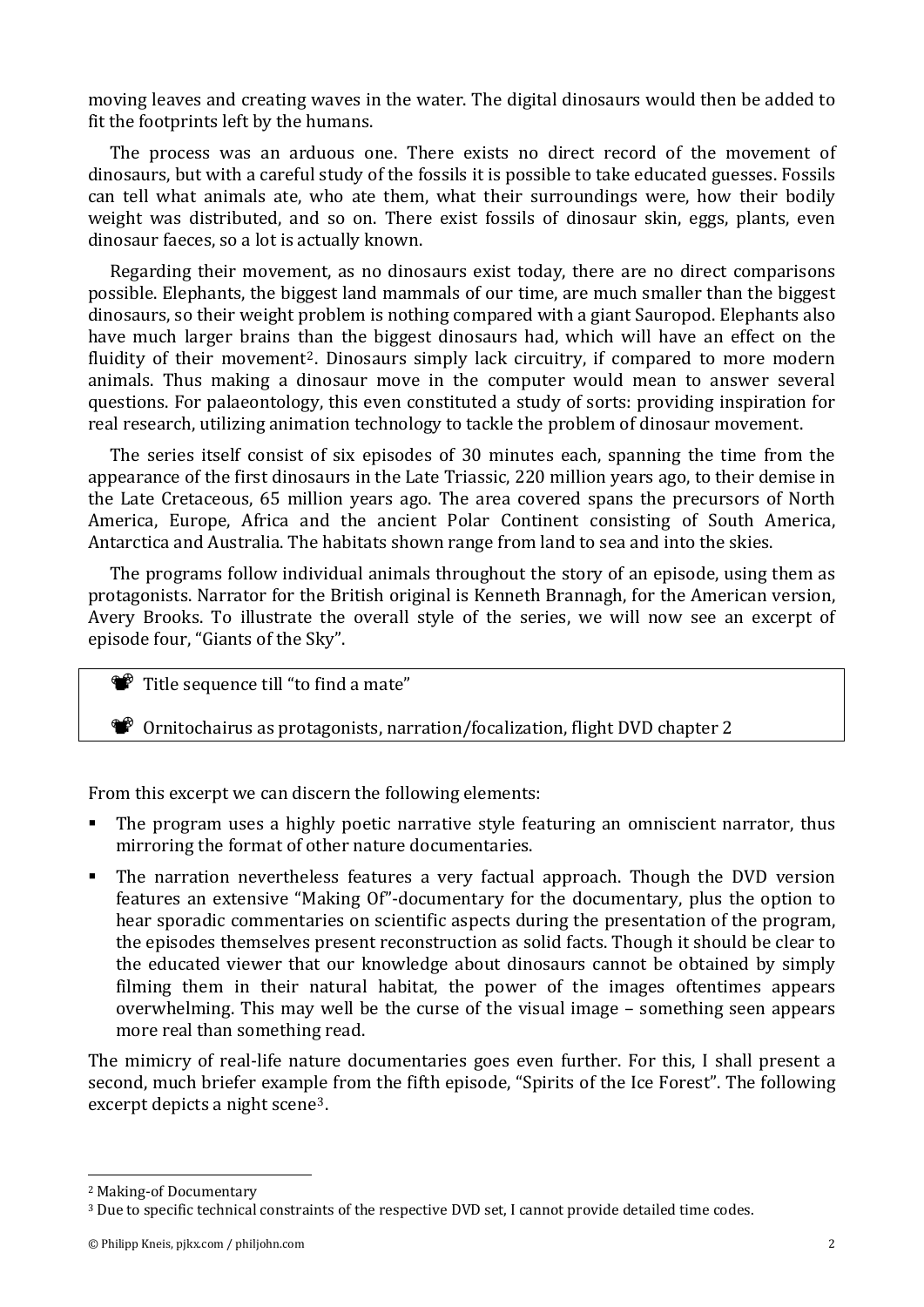moving leaves and creating waves in the water. The digital dinosaurs would then be added to fit the footprints left by the humans.

The process was an arduous one. There exists no direct record of the movement of dinosaurs, but with a careful study of the fossils it is possible to take educated guesses. Fossils can tell what animals ate, who ate them, what their surroundings were, how their bodily weight was distributed, and so on. There exist fossils of dinosaur skin, eggs, plants, even dinosaur faeces, so a lot is actually known.

Regarding their movement, as no dinosaurs exist today, there are no direct comparisons possible. Elephants, the biggest land mammals of our time, are much smaller than the biggest dinosaurs, so their weight problem is nothing compared with a giant Sauropod. Elephants also have much larger brains than the biggest dinosaurs had, which will have an effect on the fluidity of their movement[2]. Dinosaurs simply lack circuitry, if compared to more modern animals. Thus making a dinosaur move in the computer would mean to answer several questions. For palaeontology, this even constituted a study of sorts: providing inspiration for real research, utilizing animation technology to tackle the problem of dinosaur movement.

The series itself consist of six episodes of 30 minutes each, spanning the time from the appearance of the first dinosaurs in the Late Triassic, 220 million years ago, to their demise in the Late Cretaceous, 65 million years ago. The area covered spans the precursors of North America, Europe, Africa and the ancient Polar Continent consisting of South America, Antarctica and Australia. The habitats shown range from land to sea and into the skies.

The programs follow individual animals throughout the story of an episode, using them as protagonists. Narrator for the British original is Kenneth Brannagh, for the American version, Avery Brooks. To illustrate the overall style of the series, we will now see an excerpt of episode four, "Giants of the Sky".

> 📽 Title sequence till "to find a mate"
>
> 📽 Ornitochairus as protagonists, narration/focalization, flight DVD chapter 2

From this excerpt we can discern the following elements:

- The program uses a highly poetic narrative style featuring an omniscient narrator, thus mirroring the format of other nature documentaries.
- The narration nevertheless features a very factual approach. Though the DVD version features an extensive "Making Of"-documentary for the documentary, plus the option to hear sporadic commentaries on scientific aspects during the presentation of the program, the episodes themselves present reconstruction as solid facts. Though it should be clear to the educated viewer that our knowledge about dinosaurs cannot be obtained by simply filming them in their natural habitat, the power of the images oftentimes appears overwhelming. This may well be the curse of the visual image – something seen appears more real than something read.

The mimicry of real-life nature documentaries goes even further. For this, I shall present a second, much briefer example from the fifth episode, "Spirits of the Ice Forest". The following excerpt depicts a night scene[3].

---

[2] Making-of Documentary

[3] Due to specific technical constraints of the respective DVD set, I cannot provide detailed time codes.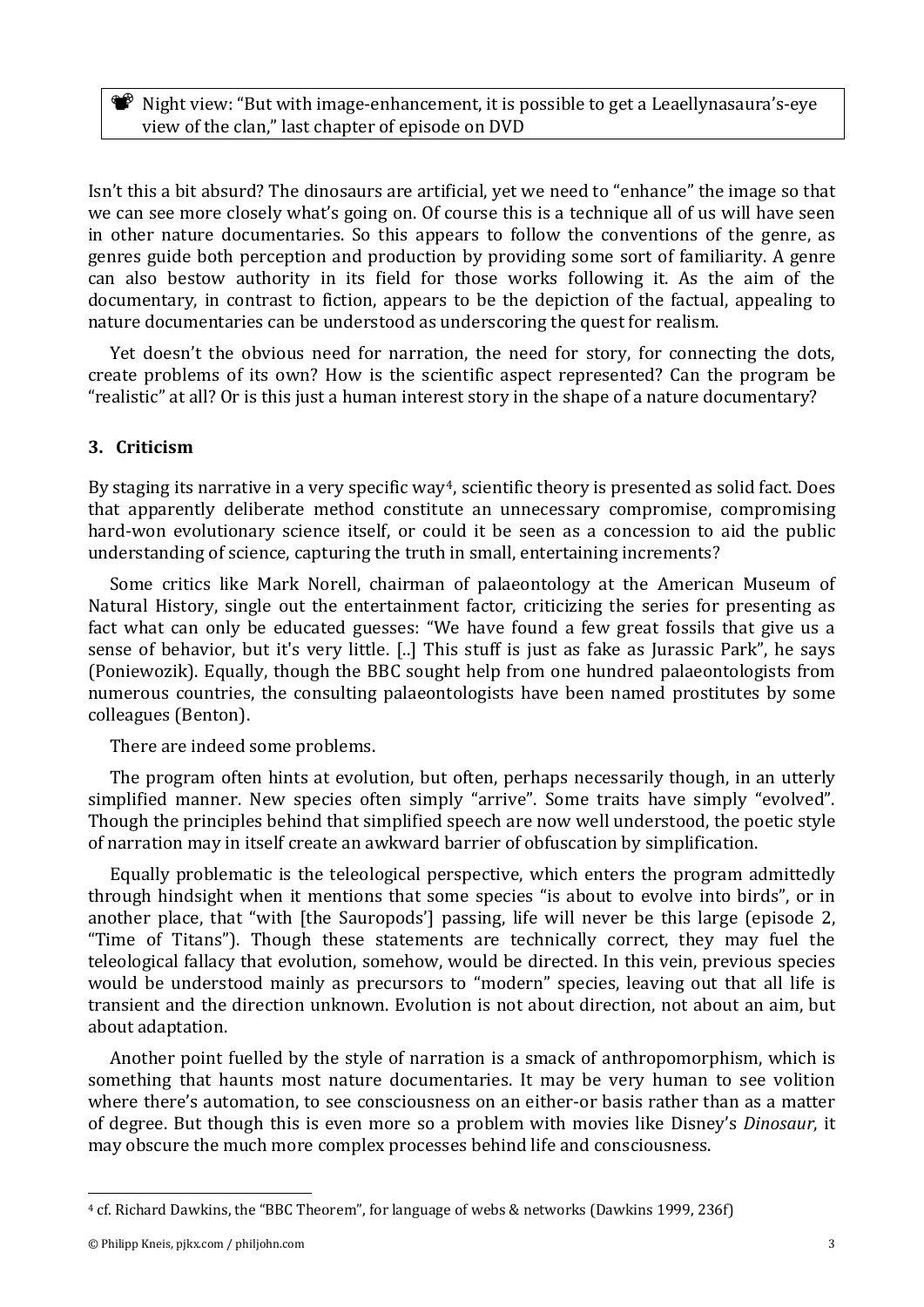> 📽 Night view: "But with image-enhancement, it is possible to get a Leaellynasaura's-eye view of the clan," last chapter of episode on DVD

Isn't this a bit absurd? The dinosaurs are artificial, yet we need to "enhance" the image so that we can see more closely what's going on. Of course this is a technique all of us will have seen in other nature documentaries. So this appears to follow the conventions of the genre, as genres guide both perception and production by providing some sort of familiarity. A genre can also bestow authority in its field for those works following it. As the aim of the documentary, in contrast to fiction, appears to be the depiction of the factual, appealing to nature documentaries can be understood as underscoring the quest for realism.

Yet doesn't the obvious need for narration, the need for story, for connecting the dots, create problems of its own? How is the scientific aspect represented? Can the program be "realistic" at all? Or is this just a human interest story in the shape of a nature documentary?

## 3. Criticism

By staging its narrative in a very specific way[4], scientific theory is presented as solid fact. Does that apparently deliberate method constitute an unnecessary compromise, compromising hard-won evolutionary science itself, or could it be seen as a concession to aid the public understanding of science, capturing the truth in small, entertaining increments?

Some critics like Mark Norell, chairman of palaeontology at the American Museum of Natural History, single out the entertainment factor, criticizing the series for presenting as fact what can only be educated guesses: "We have found a few great fossils that give us a sense of behavior, but it's very little. [..] This stuff is just as fake as Jurassic Park", he says (Poniewozik). Equally, though the BBC sought help from one hundred palaeontologists from numerous countries, the consulting palaeontologists have been named prostitutes by some colleagues (Benton).

There are indeed some problems.

The program often hints at evolution, but often, perhaps necessarily though, in an utterly simplified manner. New species often simply "arrive". Some traits have simply "evolved". Though the principles behind that simplified speech are now well understood, the poetic style of narration may in itself create an awkward barrier of obfuscation by simplification.

Equally problematic is the teleological perspective, which enters the program admittedly through hindsight when it mentions that some species "is about to evolve into birds", or in another place, that "with [the Sauropods'] passing, life will never be this large (episode 2, "Time of Titans"). Though these statements are technically correct, they may fuel the teleological fallacy that evolution, somehow, would be directed. In this vein, previous species would be understood mainly as precursors to "modern" species, leaving out that all life is transient and the direction unknown. Evolution is not about direction, not about an aim, but about adaptation.

Another point fuelled by the style of narration is a smack of anthropomorphism, which is something that haunts most nature documentaries. It may be very human to see volition where there's automation, to see consciousness on an either-or basis rather than as a matter of degree. But though this is even more so a problem with movies like Disney's *Dinosaur*, it may obscure the much more complex processes behind life and consciousness.

---

[4] cf. Richard Dawkins, the "BBC Theorem", for language of webs & networks (Dawkins 1999, 236f)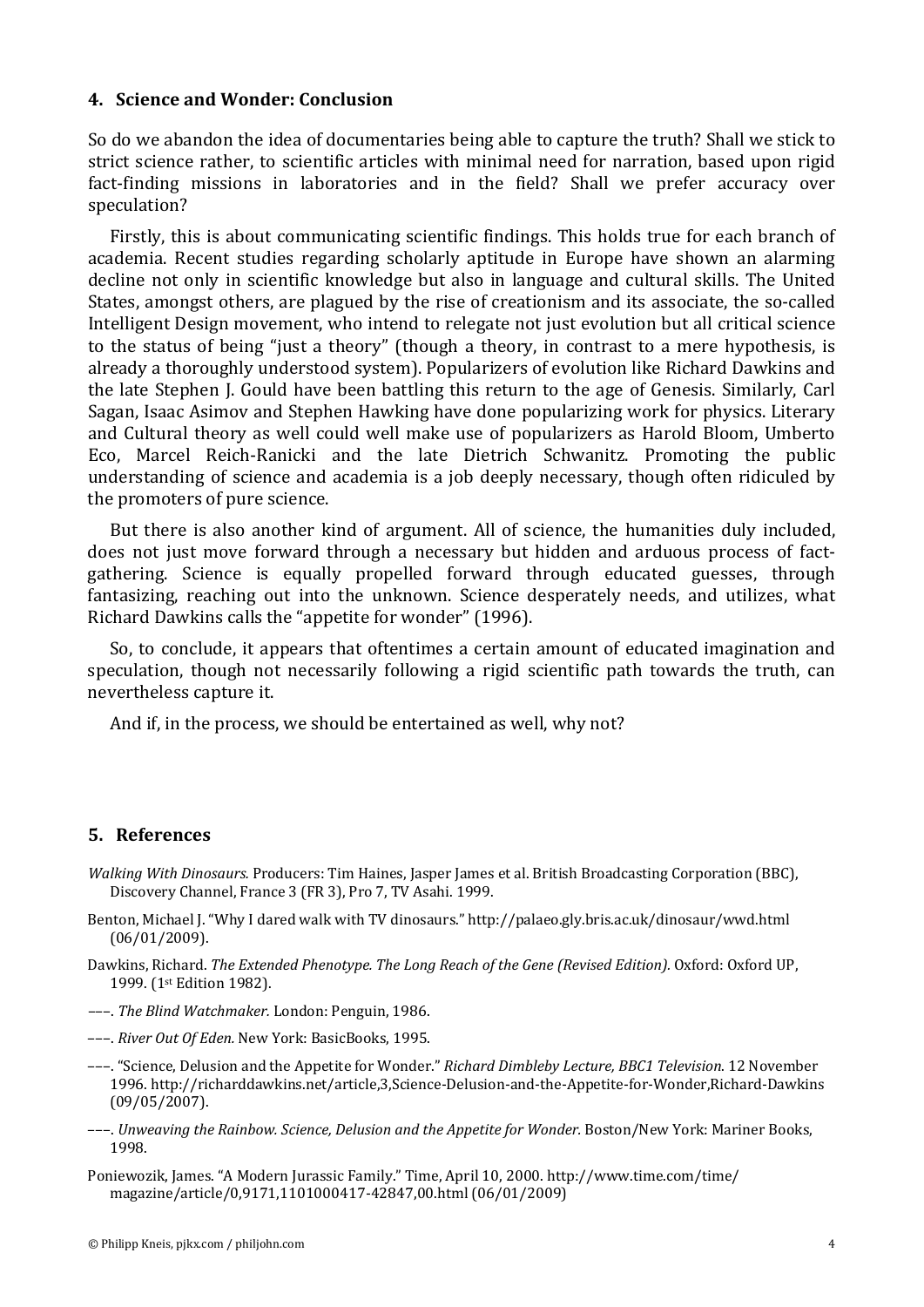## 4. Science and Wonder: Conclusion

So do we abandon the idea of documentaries being able to capture the truth? Shall we stick to strict science rather, to scientific articles with minimal need for narration, based upon rigid fact-finding missions in laboratories and in the field? Shall we prefer accuracy over speculation?

Firstly, this is about communicating scientific findings. This holds true for each branch of academia. Recent studies regarding scholarly aptitude in Europe have shown an alarming decline not only in scientific knowledge but also in language and cultural skills. The United States, amongst others, are plagued by the rise of creationism and its associate, the so-called Intelligent Design movement, who intend to relegate not just evolution but all critical science to the status of being "just a theory" (though a theory, in contrast to a mere hypothesis, is already a thoroughly understood system). Popularizers of evolution like Richard Dawkins and the late Stephen J. Gould have been battling this return to the age of Genesis. Similarly, Carl Sagan, Isaac Asimov and Stephen Hawking have done popularizing work for physics. Literary and Cultural theory as well could well make use of popularizers as Harold Bloom, Umberto Eco, Marcel Reich-Ranicki and the late Dietrich Schwanitz. Promoting the public understanding of science and academia is a job deeply necessary, though often ridiculed by the promoters of pure science.

But there is also another kind of argument. All of science, the humanities duly included, does not just move forward through a necessary but hidden and arduous process of fact-gathering. Science is equally propelled forward through educated guesses, through fantasizing, reaching out into the unknown. Science desperately needs, and utilizes, what Richard Dawkins calls the "appetite for wonder" (1996).

So, to conclude, it appears that oftentimes a certain amount of educated imagination and speculation, though not necessarily following a rigid scientific path towards the truth, can nevertheless capture it.

And if, in the process, we should be entertained as well, why not?

## 5. References

*Walking With Dinosaurs.* Producers: Tim Haines, Jasper James et al. British Broadcasting Corporation (BBC), Discovery Channel, France 3 (FR 3), Pro 7, TV Asahi. 1999.

Benton, Michael J. "Why I dared walk with TV dinosaurs." http://palaeo.gly.bris.ac.uk/dinosaur/wwd.html (06/01/2009).

Dawkins, Richard. *The Extended Phenotype. The Long Reach of the Gene (Revised Edition).* Oxford: Oxford UP, 1999. (1st Edition 1982).

–––. *The Blind Watchmaker.* London: Penguin, 1986.

–––. *River Out Of Eden.* New York: BasicBooks, 1995.

–––. "Science, Delusion and the Appetite for Wonder." *Richard Dimbleby Lecture, BBC1 Television.* 12 November 1996. http://richarddawkins.net/article,3,Science-Delusion-and-the-Appetite-for-Wonder,Richard-Dawkins (09/05/2007).

–––. *Unweaving the Rainbow. Science, Delusion and the Appetite for Wonder.* Boston/New York: Mariner Books, 1998.

Poniewozik, James. "A Modern Jurassic Family." Time, April 10, 2000. http://www.time.com/time/magazine/article/0,9171,1101000417-42847,00.html (06/01/2009)